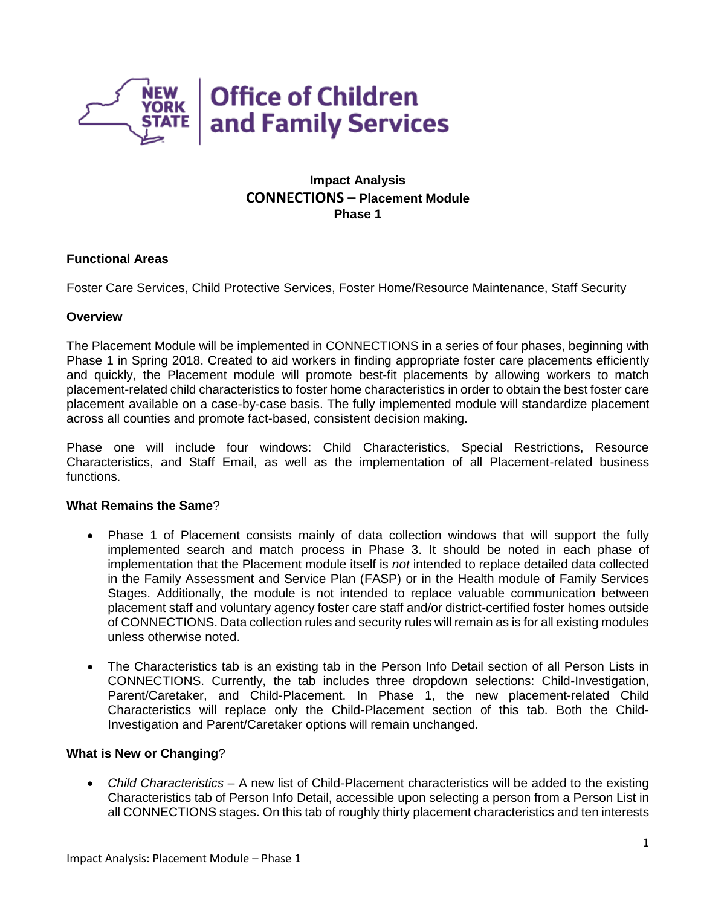New York State Office of Children and Family Services

**Impact Analysis**
**CONNECTIONS – Placement Module**
**Phase 1**

**Functional Areas**

Foster Care Services, Child Protective Services, Foster Home/Resource Maintenance, Staff Security

**Overview**

The Placement Module will be implemented in CONNECTIONS in a series of four phases, beginning with Phase 1 in Spring 2018. Created to aid workers in finding appropriate foster care placements efficiently and quickly, the Placement module will promote best-fit placements by allowing workers to match placement-related child characteristics to foster home characteristics in order to obtain the best foster care placement available on a case-by-case basis. The fully implemented module will standardize placement across all counties and promote fact-based, consistent decision making.

Phase one will include four windows: Child Characteristics, Special Restrictions, Resource Characteristics, and Staff Email, as well as the implementation of all Placement-related business functions.

**What Remains the Same**?

- Phase 1 of Placement consists mainly of data collection windows that will support the fully implemented search and match process in Phase 3. It should be noted in each phase of implementation that the Placement module itself is *not* intended to replace detailed data collected in the Family Assessment and Service Plan (FASP) or in the Health module of Family Services Stages. Additionally, the module is not intended to replace valuable communication between placement staff and voluntary agency foster care staff and/or district-certified foster homes outside of CONNECTIONS. Data collection rules and security rules will remain as is for all existing modules unless otherwise noted.

- The Characteristics tab is an existing tab in the Person Info Detail section of all Person Lists in CONNECTIONS. Currently, the tab includes three dropdown selections: Child-Investigation, Parent/Caretaker, and Child-Placement. In Phase 1, the new placement-related Child Characteristics will replace only the Child-Placement section of this tab. Both the Child-Investigation and Parent/Caretaker options will remain unchanged.

**What is New or Changing**?

- *Child Characteristics* – A new list of Child-Placement characteristics will be added to the existing Characteristics tab of Person Info Detail, accessible upon selecting a person from a Person List in all CONNECTIONS stages. On this tab of roughly thirty placement characteristics and ten interests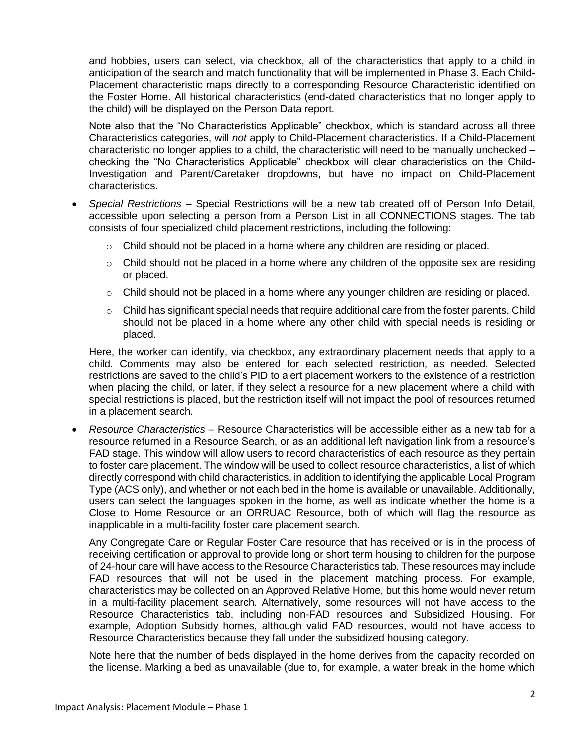and hobbies, users can select, via checkbox, all of the characteristics that apply to a child in anticipation of the search and match functionality that will be implemented in Phase 3. Each Child-Placement characteristic maps directly to a corresponding Resource Characteristic identified on the Foster Home. All historical characteristics (end-dated characteristics that no longer apply to the child) will be displayed on the Person Data report.

Note also that the "No Characteristics Applicable" checkbox, which is standard across all three Characteristics categories, will *not* apply to Child-Placement characteristics. If a Child-Placement characteristic no longer applies to a child, the characteristic will need to be manually unchecked – checking the "No Characteristics Applicable" checkbox will clear characteristics on the Child-Investigation and Parent/Caretaker dropdowns, but have no impact on Child-Placement characteristics.

- *Special Restrictions* – Special Restrictions will be a new tab created off of Person Info Detail, accessible upon selecting a person from a Person List in all CONNECTIONS stages. The tab consists of four specialized child placement restrictions, including the following:
  - Child should not be placed in a home where any children are residing or placed.
  - Child should not be placed in a home where any children of the opposite sex are residing or placed.
  - Child should not be placed in a home where any younger children are residing or placed.
  - Child has significant special needs that require additional care from the foster parents. Child should not be placed in a home where any other child with special needs is residing or placed.

  Here, the worker can identify, via checkbox, any extraordinary placement needs that apply to a child. Comments may also be entered for each selected restriction, as needed. Selected restrictions are saved to the child's PID to alert placement workers to the existence of a restriction when placing the child, or later, if they select a resource for a new placement where a child with special restrictions is placed, but the restriction itself will not impact the pool of resources returned in a placement search.

- *Resource Characteristics* – Resource Characteristics will be accessible either as a new tab for a resource returned in a Resource Search, or as an additional left navigation link from a resource's FAD stage. This window will allow users to record characteristics of each resource as they pertain to foster care placement. The window will be used to collect resource characteristics, a list of which directly correspond with child characteristics, in addition to identifying the applicable Local Program Type (ACS only), and whether or not each bed in the home is available or unavailable. Additionally, users can select the languages spoken in the home, as well as indicate whether the home is a Close to Home Resource or an ORRUAC Resource, both of which will flag the resource as inapplicable in a multi-facility foster care placement search.

  Any Congregate Care or Regular Foster Care resource that has received or is in the process of receiving certification or approval to provide long or short term housing to children for the purpose of 24-hour care will have access to the Resource Characteristics tab. These resources may include FAD resources that will not be used in the placement matching process. For example, characteristics may be collected on an Approved Relative Home, but this home would never return in a multi-facility placement search. Alternatively, some resources will not have access to the Resource Characteristics tab, including non-FAD resources and Subsidized Housing. For example, Adoption Subsidy homes, although valid FAD resources, would not have access to Resource Characteristics because they fall under the subsidized housing category.

  Note here that the number of beds displayed in the home derives from the capacity recorded on the license. Marking a bed as unavailable (due to, for example, a water break in the home which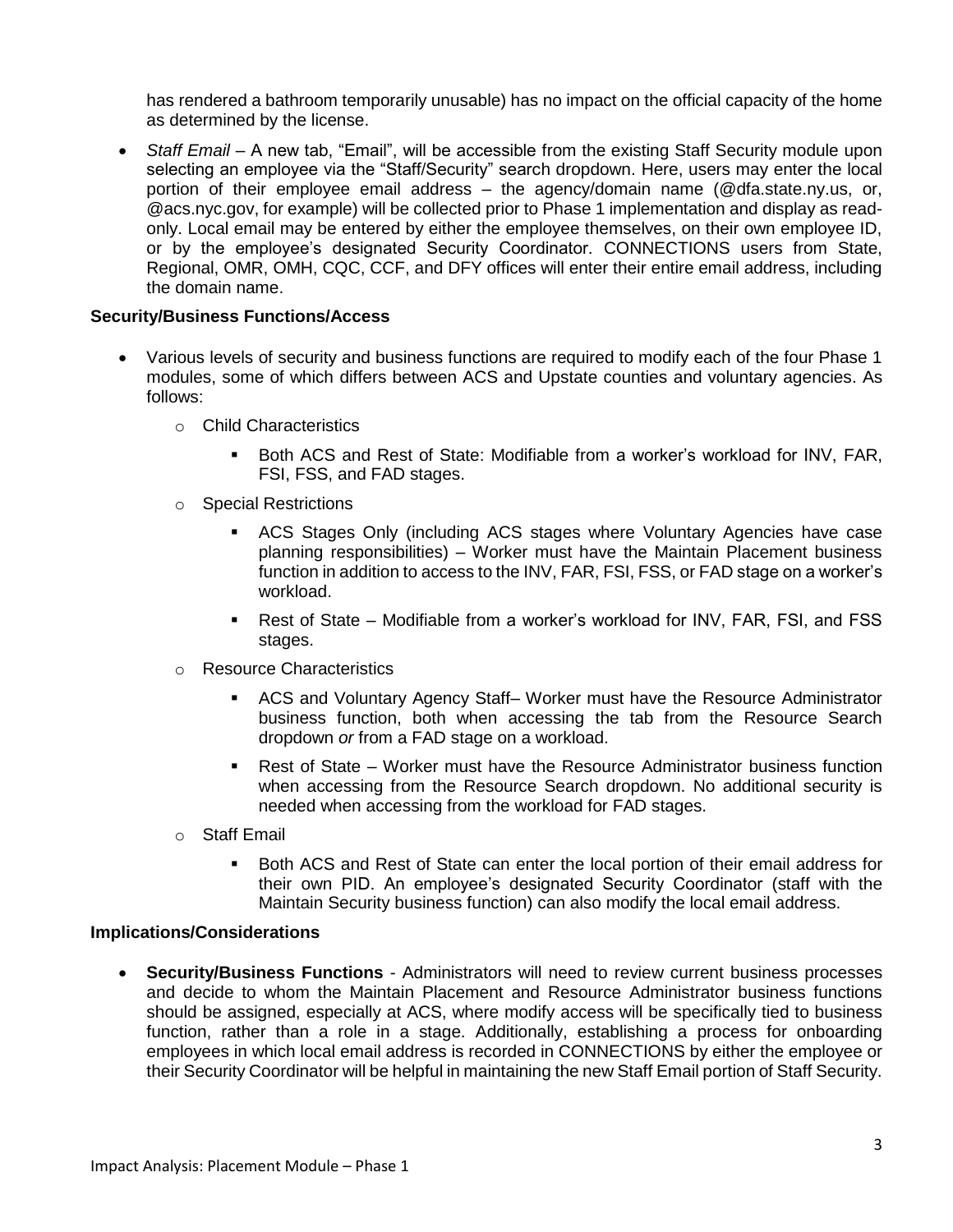has rendered a bathroom temporarily unusable) has no impact on the official capacity of the home as determined by the license.

- *Staff Email* – A new tab, "Email", will be accessible from the existing Staff Security module upon selecting an employee via the "Staff/Security" search dropdown. Here, users may enter the local portion of their employee email address – the agency/domain name (@dfa.state.ny.us, or, @acs.nyc.gov, for example) will be collected prior to Phase 1 implementation and display as read-only. Local email may be entered by either the employee themselves, on their own employee ID, or by the employee's designated Security Coordinator. CONNECTIONS users from State, Regional, OMR, OMH, CQC, CCF, and DFY offices will enter their entire email address, including the domain name.

**Security/Business Functions/Access**

- Various levels of security and business functions are required to modify each of the four Phase 1 modules, some of which differs between ACS and Upstate counties and voluntary agencies. As follows:
  - Child Characteristics
    - Both ACS and Rest of State: Modifiable from a worker's workload for INV, FAR, FSI, FSS, and FAD stages.
  - Special Restrictions
    - ACS Stages Only (including ACS stages where Voluntary Agencies have case planning responsibilities) – Worker must have the Maintain Placement business function in addition to access to the INV, FAR, FSI, FSS, or FAD stage on a worker's workload.
    - Rest of State – Modifiable from a worker's workload for INV, FAR, FSI, and FSS stages.
  - Resource Characteristics
    - ACS and Voluntary Agency Staff– Worker must have the Resource Administrator business function, both when accessing the tab from the Resource Search dropdown *or* from a FAD stage on a workload.
    - Rest of State – Worker must have the Resource Administrator business function when accessing from the Resource Search dropdown. No additional security is needed when accessing from the workload for FAD stages.
  - Staff Email
    - Both ACS and Rest of State can enter the local portion of their email address for their own PID. An employee's designated Security Coordinator (staff with the Maintain Security business function) can also modify the local email address.

**Implications/Considerations**

- **Security/Business Functions** - Administrators will need to review current business processes and decide to whom the Maintain Placement and Resource Administrator business functions should be assigned, especially at ACS, where modify access will be specifically tied to business function, rather than a role in a stage. Additionally, establishing a process for onboarding employees in which local email address is recorded in CONNECTIONS by either the employee or their Security Coordinator will be helpful in maintaining the new Staff Email portion of Staff Security.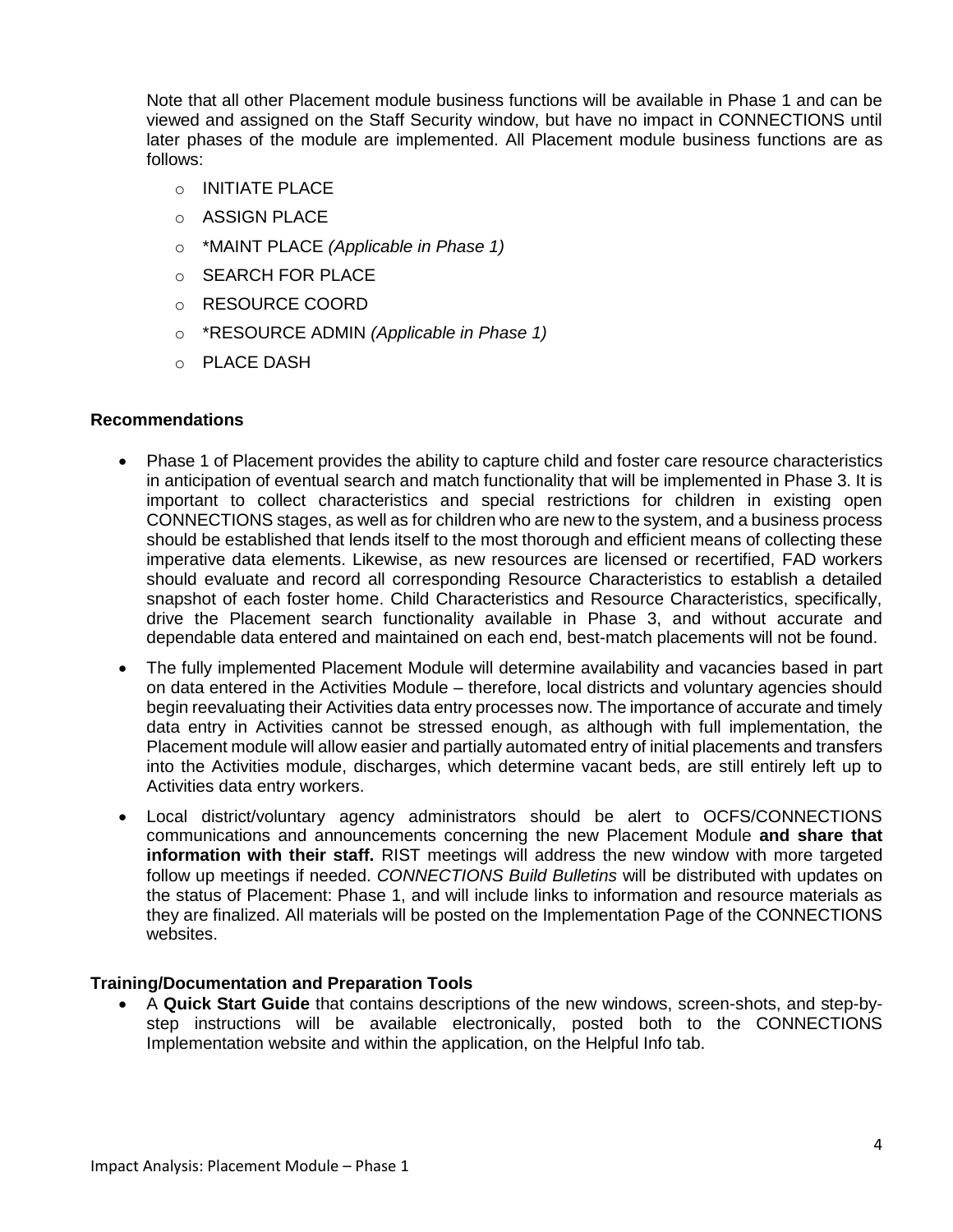Note that all other Placement module business functions will be available in Phase 1 and can be viewed and assigned on the Staff Security window, but have no impact in CONNECTIONS until later phases of the module are implemented. All Placement module business functions are as follows:

- INITIATE PLACE
- ASSIGN PLACE
- *MAINT PLACE *(Applicable in Phase 1)*
- SEARCH FOR PLACE
- RESOURCE COORD
- *RESOURCE ADMIN *(Applicable in Phase 1)*
- PLACE DASH

## Recommendations

- Phase 1 of Placement provides the ability to capture child and foster care resource characteristics in anticipation of eventual search and match functionality that will be implemented in Phase 3. It is important to collect characteristics and special restrictions for children in existing open CONNECTIONS stages, as well as for children who are new to the system, and a business process should be established that lends itself to the most thorough and efficient means of collecting these imperative data elements. Likewise, as new resources are licensed or recertified, FAD workers should evaluate and record all corresponding Resource Characteristics to establish a detailed snapshot of each foster home. Child Characteristics and Resource Characteristics, specifically, drive the Placement search functionality available in Phase 3, and without accurate and dependable data entered and maintained on each end, best-match placements will not be found.
- The fully implemented Placement Module will determine availability and vacancies based in part on data entered in the Activities Module – therefore, local districts and voluntary agencies should begin reevaluating their Activities data entry processes now. The importance of accurate and timely data entry in Activities cannot be stressed enough, as although with full implementation, the Placement module will allow easier and partially automated entry of initial placements and transfers into the Activities module, discharges, which determine vacant beds, are still entirely left up to Activities data entry workers.
- Local district/voluntary agency administrators should be alert to OCFS/CONNECTIONS communications and announcements concerning the new Placement Module **and share that information with their staff.** RIST meetings will address the new window with more targeted follow up meetings if needed. *CONNECTIONS Build Bulletins* will be distributed with updates on the status of Placement: Phase 1, and will include links to information and resource materials as they are finalized. All materials will be posted on the Implementation Page of the CONNECTIONS websites.

## Training/Documentation and Preparation Tools

- A **Quick Start Guide** that contains descriptions of the new windows, screen-shots, and step-by-step instructions will be available electronically, posted both to the CONNECTIONS Implementation website and within the application, on the Helpful Info tab.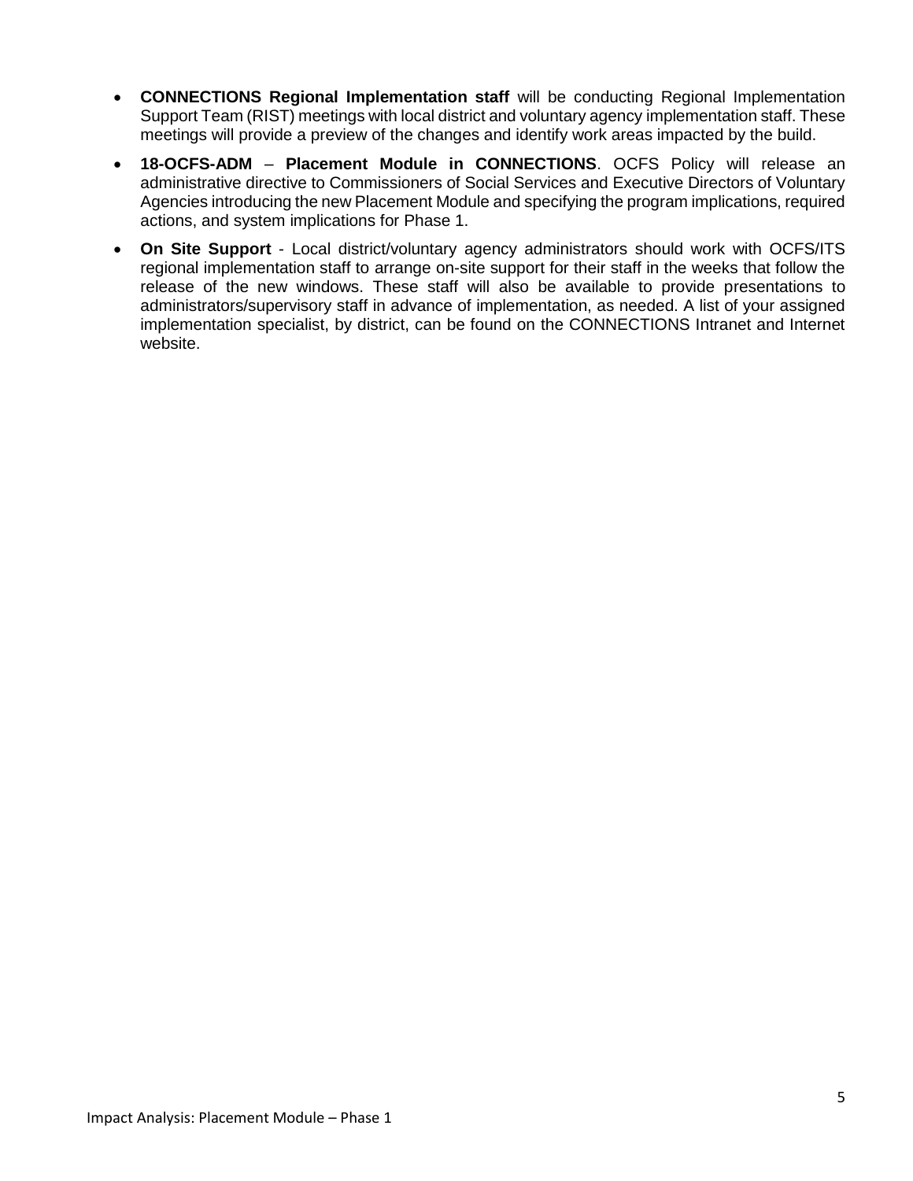- **CONNECTIONS Regional Implementation staff** will be conducting Regional Implementation Support Team (RIST) meetings with local district and voluntary agency implementation staff. These meetings will provide a preview of the changes and identify work areas impacted by the build.
- **18-OCFS-ADM** – **Placement Module in CONNECTIONS**. OCFS Policy will release an administrative directive to Commissioners of Social Services and Executive Directors of Voluntary Agencies introducing the new Placement Module and specifying the program implications, required actions, and system implications for Phase 1.
- **On Site Support** - Local district/voluntary agency administrators should work with OCFS/ITS regional implementation staff to arrange on-site support for their staff in the weeks that follow the release of the new windows. These staff will also be available to provide presentations to administrators/supervisory staff in advance of implementation, as needed. A list of your assigned implementation specialist, by district, can be found on the CONNECTIONS Intranet and Internet website.